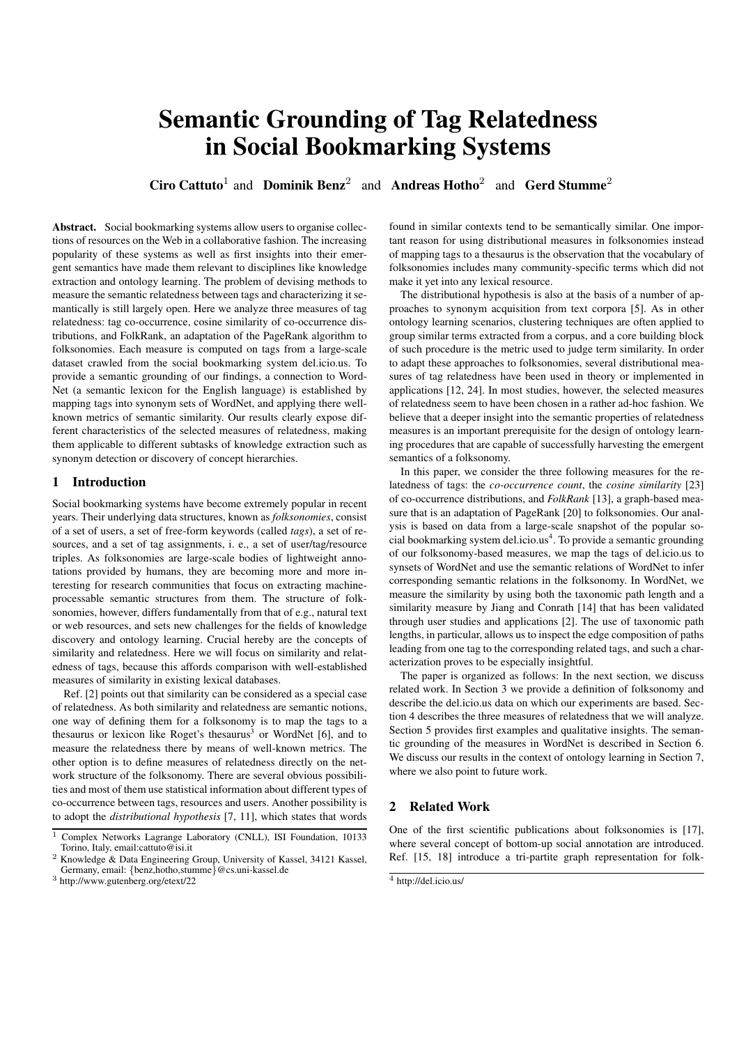# Semantic Grounding of Tag Relatedness in Social Bookmarking Systems

**Ciro Cattuto**[1] and **Dominik Benz**[2] and **Andreas Hotho**[2] and **Gerd Stumme**[2]

**Abstract.** Social bookmarking systems allow users to organise collections of resources on the Web in a collaborative fashion. The increasing popularity of these systems as well as first insights into their emergent semantics have made them relevant to disciplines like knowledge extraction and ontology learning. The problem of devising methods to measure the semantic relatedness between tags and characterizing it semantically is still largely open. Here we analyze three measures of tag relatedness: tag co-occurrence, cosine similarity of co-occurrence distributions, and FolkRank, an adaptation of the PageRank algorithm to folksonomies. Each measure is computed on tags from a large-scale dataset crawled from the social bookmarking system del.icio.us. To provide a semantic grounding of our findings, a connection to WordNet (a semantic lexicon for the English language) is established by mapping tags into synonym sets of WordNet, and applying there well-known metrics of semantic similarity. Our results clearly expose different characteristics of the selected measures of relatedness, making them applicable to different subtasks of knowledge extraction such as synonym detection or discovery of concept hierarchies.

## 1 Introduction

Social bookmarking systems have become extremely popular in recent years. Their underlying data structures, known as *folksonomies*, consist of a set of users, a set of free-form keywords (called *tags*), a set of resources, and a set of tag assignments, i. e., a set of user/tag/resource triples. As folksonomies are large-scale bodies of lightweight annotations provided by humans, they are becoming more and more interesting for research communities that focus on extracting machine-processable semantic structures from them. The structure of folksonomies, however, differs fundamentally from that of e.g., natural text or web resources, and sets new challenges for the fields of knowledge discovery and ontology learning. Crucial hereby are the concepts of similarity and relatedness. Here we will focus on similarity and relatedness of tags, because this affords comparison with well-established measures of similarity in existing lexical databases.

Ref. [2] points out that similarity can be considered as a special case of relatedness. As both similarity and relatedness are semantic notions, one way of defining them for a folksonomy is to map the tags to a thesaurus or lexicon like Roget's thesaurus[3] or WordNet [6], and to measure the relatedness there by means of well-known metrics. The other option is to define measures of relatedness directly on the network structure of the folksonomy. There are several obvious possibilities and most of them use statistical information about different types of co-occurrence between tags, resources and users. Another possibility is to adopt the *distributional hypothesis* [7, 11], which states that words found in similar contexts tend to be semantically similar. One important reason for using distributional measures in folksonomies instead of mapping tags to a thesaurus is the observation that the vocabulary of folksonomies includes many community-specific terms which did not make it yet into any lexical resource.

The distributional hypothesis is also at the basis of a number of approaches to synonym acquisition from text corpora [5]. As in other ontology learning scenarios, clustering techniques are often applied to group similar terms extracted from a corpus, and a core building block of such procedure is the metric used to judge term similarity. In order to adapt these approaches to folksonomies, several distributional measures of tag relatedness have been used in theory or implemented in applications [12, 24]. In most studies, however, the selected measures of relatedness seem to have been chosen in a rather ad-hoc fashion. We believe that a deeper insight into the semantic properties of relatedness measures is an important prerequisite for the design of ontology learning procedures that are capable of successfully harvesting the emergent semantics of a folksonomy.

In this paper, we consider the three following measures for the relatedness of tags: the *co-occurrence count*, the *cosine similarity* [23] of co-occurrence distributions, and *FolkRank* [13], a graph-based measure that is an adaptation of PageRank [20] to folksonomies. Our analysis is based on data from a large-scale snapshot of the popular social bookmarking system del.icio.us[4]. To provide a semantic grounding of our folksonomy-based measures, we map the tags of del.icio.us to synsets of WordNet and use the semantic relations of WordNet to infer corresponding semantic relations in the folksonomy. In WordNet, we measure the similarity by using both the taxonomic path length and a similarity measure by Jiang and Conrath [14] that has been validated through user studies and applications [2]. The use of taxonomic path lengths, in particular, allows us to inspect the edge composition of paths leading from one tag to the corresponding related tags, and such a characterization proves to be especially insightful.

The paper is organized as follows: In the next section, we discuss related work. In Section 3 we provide a definition of folksonomy and describe the del.icio.us data on which our experiments are based. Section 4 describes the three measures of relatedness that we will analyze. Section 5 provides first examples and qualitative insights. The semantic grounding of the measures in WordNet is described in Section 6. We discuss our results in the context of ontology learning in Section 7, where we also point to future work.

## 2 Related Work

One of the first scientific publications about folksonomies is [17], where several concept of bottom-up social annotation are introduced. Ref. [15, 18] introduce a tri-partite graph representation for folk-

---

[1] Complex Networks Lagrange Laboratory (CNLL), ISI Foundation, 10133 Torino, Italy, email:cattuto@isi.it

[2] Knowledge & Data Engineering Group, University of Kassel, 34121 Kassel, Germany, email: {benz,hotho,stumme}@cs.uni-kassel.de

[3] http://www.gutenberg.org/etext/22

[4] http://del.icio.us/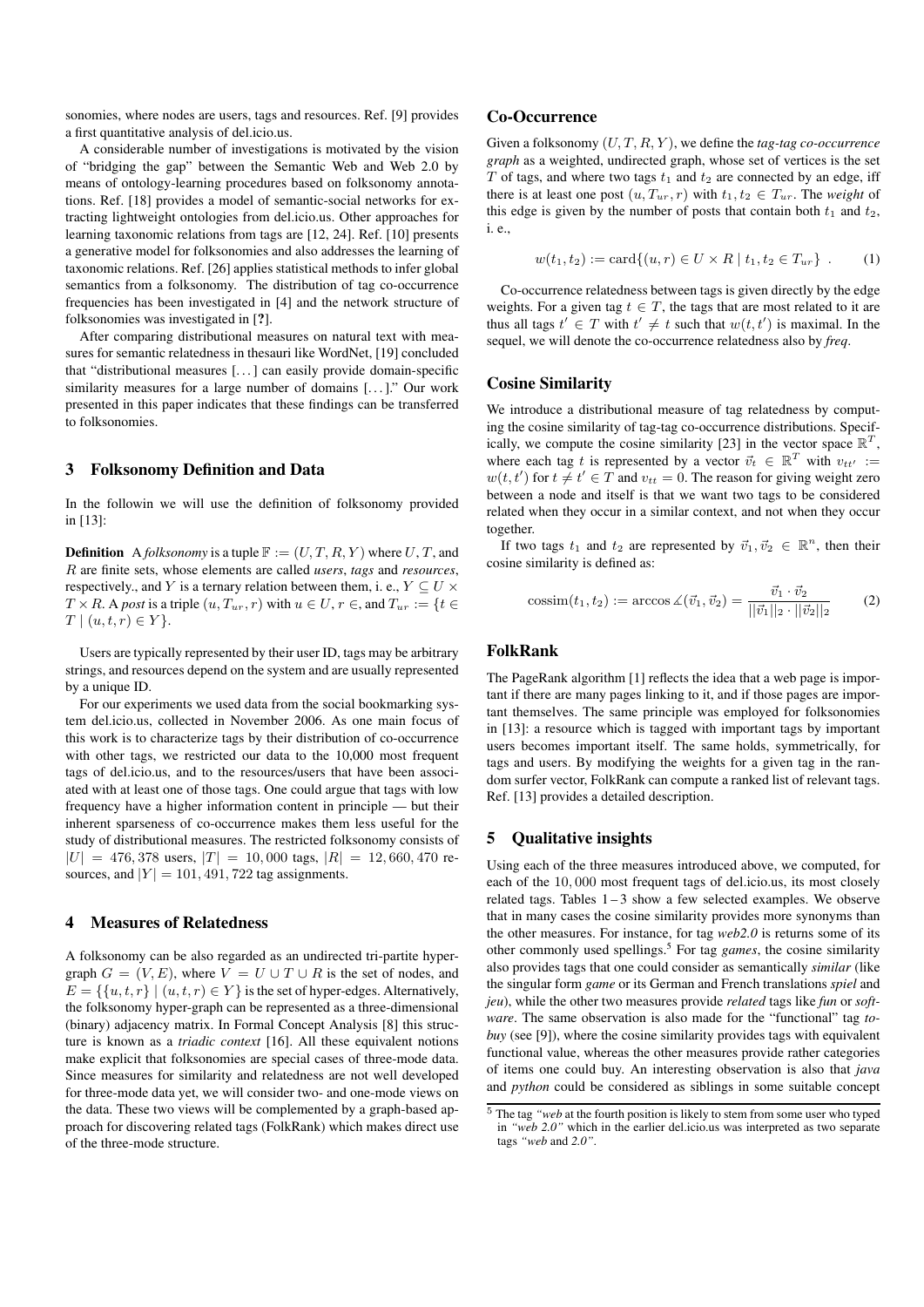sonomies, where nodes are users, tags and resources. Ref. [9] provides a first quantitative analysis of del.icio.us.

A considerable number of investigations is motivated by the vision of "bridging the gap" between the Semantic Web and Web 2.0 by means of ontology-learning procedures based on folksonomy annotations. Ref. [18] provides a model of semantic-social networks for extracting lightweight ontologies from del.icio.us. Other approaches for learning taxonomic relations from tags are [12, 24]. Ref. [10] presents a generative model for folksonomies and also addresses the learning of taxonomic relations. Ref. [26] applies statistical methods to infer global semantics from a folksonomy. The distribution of tag co-occurrence frequencies has been investigated in [4] and the network structure of folksonomies was investigated in [**?**].

After comparing distributional measures on natural text with measures for semantic relatedness in thesauri like WordNet, [19] concluded that "distributional measures [...] can easily provide domain-specific similarity measures for a large number of domains [...]." Our work presented in this paper indicates that these findings can be transferred to folksonomies.

## 3 Folksonomy Definition and Data

In the followin we will use the definition of folksonomy provided in [13]:

**Definition** A *folksonomy* is a tuple $\mathbb{F} := (U, T, R, Y)$ where $U$, $T$, and $R$ are finite sets, whose elements are called *users*, *tags* and *resources*, respectively., and $Y$ is a ternary relation between them, i. e., $Y \subseteq U \times T \times R$. A *post* is a triple $(u, T_{ur}, r)$ with $u \in U$, $r \in$, and $T_{ur} := \{t \in T \mid (u, t, r) \in Y\}$.

Users are typically represented by their user ID, tags may be arbitrary strings, and resources depend on the system and are usually represented by a unique ID.

For our experiments we used data from the social bookmarking system del.icio.us, collected in November 2006. As one main focus of this work is to characterize tags by their distribution of co-occurrence with other tags, we restricted our data to the 10,000 most frequent tags of del.icio.us, and to the resources/users that have been associated with at least one of those tags. One could argue that tags with low frequency have a higher information content in principle — but their inherent sparseness of co-occurrence makes them less useful for the study of distributional measures. The restricted folksonomy consists of $|U| = 476,378$ users, $|T| = 10,000$ tags, $|R| = 12,660,470$ resources, and $|Y| = 101,491,722$ tag assignments.

## 4 Measures of Relatedness

A folksonomy can be also regarded as an undirected tri-partite hyper-graph $G = (V, E)$, where $V = U \cup T \cup R$ is the set of nodes, and $E = \{\{u, t, r\} \mid (u, t, r) \in Y\}$ is the set of hyper-edges. Alternatively, the folksonomy hyper-graph can be represented as a three-dimensional (binary) adjacency matrix. In Formal Concept Analysis [8] this structure is known as a *triadic context* [16]. All these equivalent notions make explicit that folksonomies are special cases of three-mode data. Since measures for similarity and relatedness are not well developed for three-mode data yet, we will consider two- and one-mode views on the data. These two views will be complemented by a graph-based approach for discovering related tags (FolkRank) which makes direct use of the three-mode structure.

### Co-Occurrence

Given a folksonomy $(U, T, R, Y)$, we define the *tag-tag co-occurrence graph* as a weighted, undirected graph, whose set of vertices is the set $T$ of tags, and where two tags $t_1$ and $t_2$ are connected by an edge, iff there is at least one post $(u, T_{ur}, r)$ with $t_1, t_2 \in T_{ur}$. The *weight* of this edge is given by the number of posts that contain both $t_1$ and $t_2$, i. e.,

$$w(t_1, t_2) := \text{card}\{(u, r) \in U \times R \mid t_1, t_2 \in T_{ur}\} \ . \tag{1}$$

Co-occurrence relatedness between tags is given directly by the edge weights. For a given tag $t \in T$, the tags that are most related to it are thus all tags $t' \in T$ with $t' \neq t$ such that $w(t, t')$ is maximal. In the sequel, we will denote the co-occurrence relatedness also by *freq*.

### Cosine Similarity

We introduce a distributional measure of tag relatedness by computing the cosine similarity of tag-tag co-occurrence distributions. Specifically, we compute the cosine similarity [23] in the vector space $\mathbb{R}^T$, where each tag $t$ is represented by a vector $\vec{v}_t \in \mathbb{R}^T$ with $v_{tt'} := w(t, t')$ for $t \neq t' \in T$ and $v_{tt} = 0$. The reason for giving weight zero between a node and itself is that we want two tags to be considered related when they occur in a similar context, and not when they occur together.

If two tags $t_1$ and $t_2$ are represented by $\vec{v}_1, \vec{v}_2 \in \mathbb{R}^n$, then their cosine similarity is defined as:

$$\text{cossim}(t_1, t_2) := \arccos \measuredangle(\vec{v}_1, \vec{v}_2) = \frac{\vec{v}_1 \cdot \vec{v}_2}{||\vec{v}_1||_2 \cdot ||\vec{v}_2||_2} \tag{2}$$

### FolkRank

The PageRank algorithm [1] reflects the idea that a web page is important if there are many pages linking to it, and if those pages are important themselves. The same principle was employed for folksonomies in [13]: a resource which is tagged with important tags by important users becomes important itself. The same holds, symmetrically, for tags and users. By modifying the weights for a given tag in the random surfer vector, FolkRank can compute a ranked list of relevant tags. Ref. [13] provides a detailed description.

## 5 Qualitative insights

Using each of the three measures introduced above, we computed, for each of the 10,000 most frequent tags of del.icio.us, its most closely related tags. Tables 1 – 3 show a few selected examples. We observe that in many cases the cosine similarity provides more synonyms than the other measures. For instance, for tag *web2.0* is returns some of its other commonly used spellings.[5] For tag *games*, the cosine similarity also provides tags that one could consider as semantically *similar* (like the singular form *game* or its German and French translations *spiel* and *jeu*), while the other two measures provide *related* tags like *fun* or *software*. The same observation is also made for the "functional" tag *to-buy* (see [9]), where the cosine similarity provides tags with equivalent functional value, whereas the other measures provide rather categories of items one could buy. An interesting observation is also that *java* and *python* could be considered as siblings in some suitable concept

[5] The tag *"web* at the fourth position is likely to stem from some user who typed in *"web 2.0"* which in the earlier del.icio.us was interpreted as two separate tags *"web* and *2.0"*.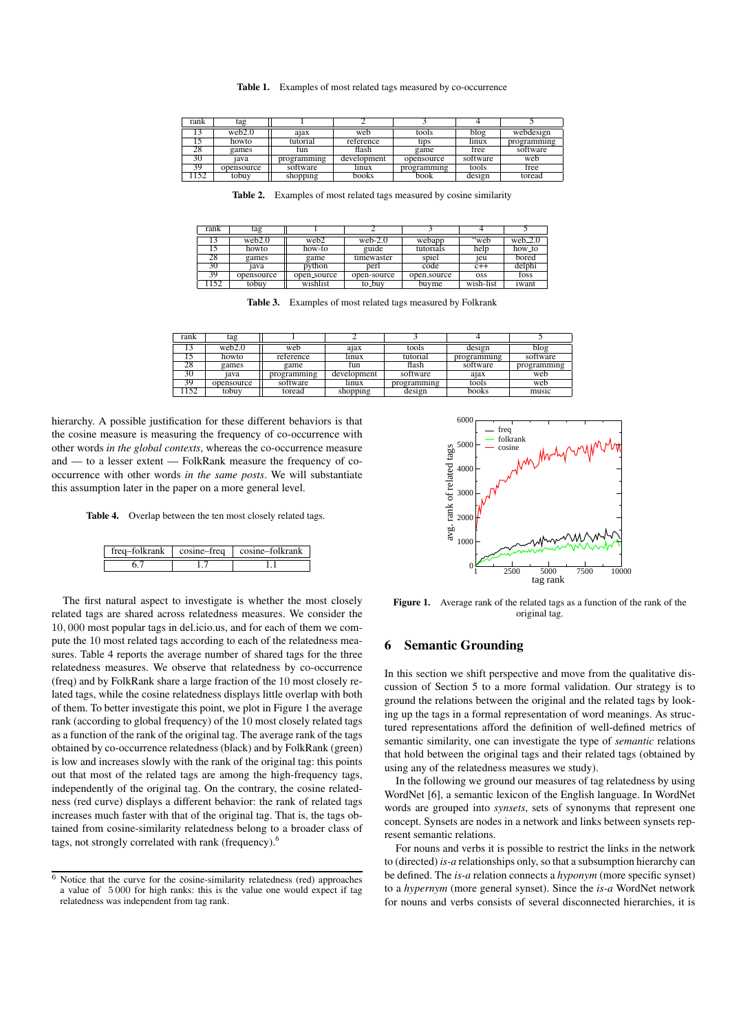**Table 1.** Examples of most related tags measured by co-occurrence

| rank | tag | 1 | 2 | 3 | 4 | 5 |
|---|---|---|---|---|---|---|
| 13 | web2.0 | ajax | web | tools | blog | webdesign |
| 15 | howto | tutorial | reference | tips | linux | programming |
| 28 | games | fun | flash | game | free | software |
| 30 | java | programming | development | opensource | software | web |
| 39 | opensource | software | linux | programming | tools | free |
| 1152 | tobuy | shopping | books | book | design | toread |

**Table 2.** Examples of most related tags measured by cosine similarity

| rank | tag | 1 | 2 | 3 | 4 | 5 |
|---|---|---|---|---|---|---|
| 13 | web2.0 | web2 | web-2.0 | webapp | "web | web_2.0 |
| 15 | howto | how-to | guide | tutorials | help | how_to |
| 28 | games | game | timewaster | spiel | jeu | bored |
| 30 | java | python | perl | code | c++ | delphi |
| 39 | opensource | open_source | open-source | open.source | oss | foss |
| 1152 | tobuy | wishlist | to_buy | buyme | wish-list | iwant |

**Table 3.** Examples of most related tags measured by Folkrank

| rank | tag | 1 | 2 | 3 | 4 | 5 |
|---|---|---|---|---|---|---|
| 13 | web2.0 | web | ajax | tools | design | blog |
| 15 | howto | reference | linux | tutorial | programming | software |
| 28 | games | game | fun | flash | software | programming |
| 30 | java | programming | development | software | ajax | web |
| 39 | opensource | software | linux | programming | tools | web |
| 1152 | tobuy | toread | shopping | design | books | music |

hierarchy. A possible justification for these different behaviors is that the cosine measure is measuring the frequency of co-occurrence with other words *in the global contexts*, whereas the co-occurrence measure and — to a lesser extent — FolkRank measure the frequency of co-occurrence with other words *in the same posts*. We will substantiate this assumption later in the paper on a more general level.

**Table 4.** Overlap between the ten most closely related tags.

| freq–folkrank | cosine–freq | cosine–folkrank |
|---|---|---|
| 6.7 | 1.7 | 1.1 |

The first natural aspect to investigate is whether the most closely related tags are shared across relatedness measures. We consider the $10,000$ most popular tags in del.icio.us, and for each of them we compute the $10$ most related tags according to each of the relatedness measures. Table 4 reports the average number of shared tags for the three relatedness measures. We observe that relatedness by co-occurrence (freq) and by FolkRank share a large fraction of the $10$ most closely related tags, while the cosine relatedness displays little overlap with both of them. To better investigate this point, we plot in Figure 1 the average rank (according to global frequency) of the $10$ most closely related tags as a function of the rank of the original tag. The average rank of the tags obtained by co-occurrence relatedness (black) and by FolkRank (green) is low and increases slowly with the rank of the original tag: this points out that most of the related tags are among the high-frequency tags, independently of the original tag. On the contrary, the cosine relatedness (red curve) displays a different behavior: the rank of related tags increases much faster with that of the original tag. That is, the tags obtained from cosine-similarity relatedness belong to a broader class of tags, not strongly correlated with rank (frequency).[6]

[6] Notice that the curve for the cosine-similarity relatedness (red) approaches a value of $5\,000$ for high ranks: this is the value one would expect if tag relatedness was independent from tag rank.

**Figure 1.** Average rank of the related tags as a function of the rank of the original tag.

## 6 Semantic Grounding

In this section we shift perspective and move from the qualitative discussion of Section 5 to a more formal validation. Our strategy is to ground the relations between the original and the related tags by looking up the tags in a formal representation of word meanings. As structured representations afford the definition of well-defined metrics of semantic similarity, one can investigate the type of *semantic* relations that hold between the original tags and their related tags (obtained by using any of the relatedness measures we study).

In the following we ground our measures of tag relatedness by using WordNet [6], a semantic lexicon of the English language. In WordNet words are grouped into *synsets*, sets of synonyms that represent one concept. Synsets are nodes in a network and links between synsets represent semantic relations.

For nouns and verbs it is possible to restrict the links in the network to (directed) *is-a* relationships only, so that a subsumption hierarchy can be defined. The *is-a* relation connects a *hyponym* (more specific synset) to a *hypernym* (more general synset). Since the *is-a* WordNet network for nouns and verbs consists of several disconnected hierarchies, it is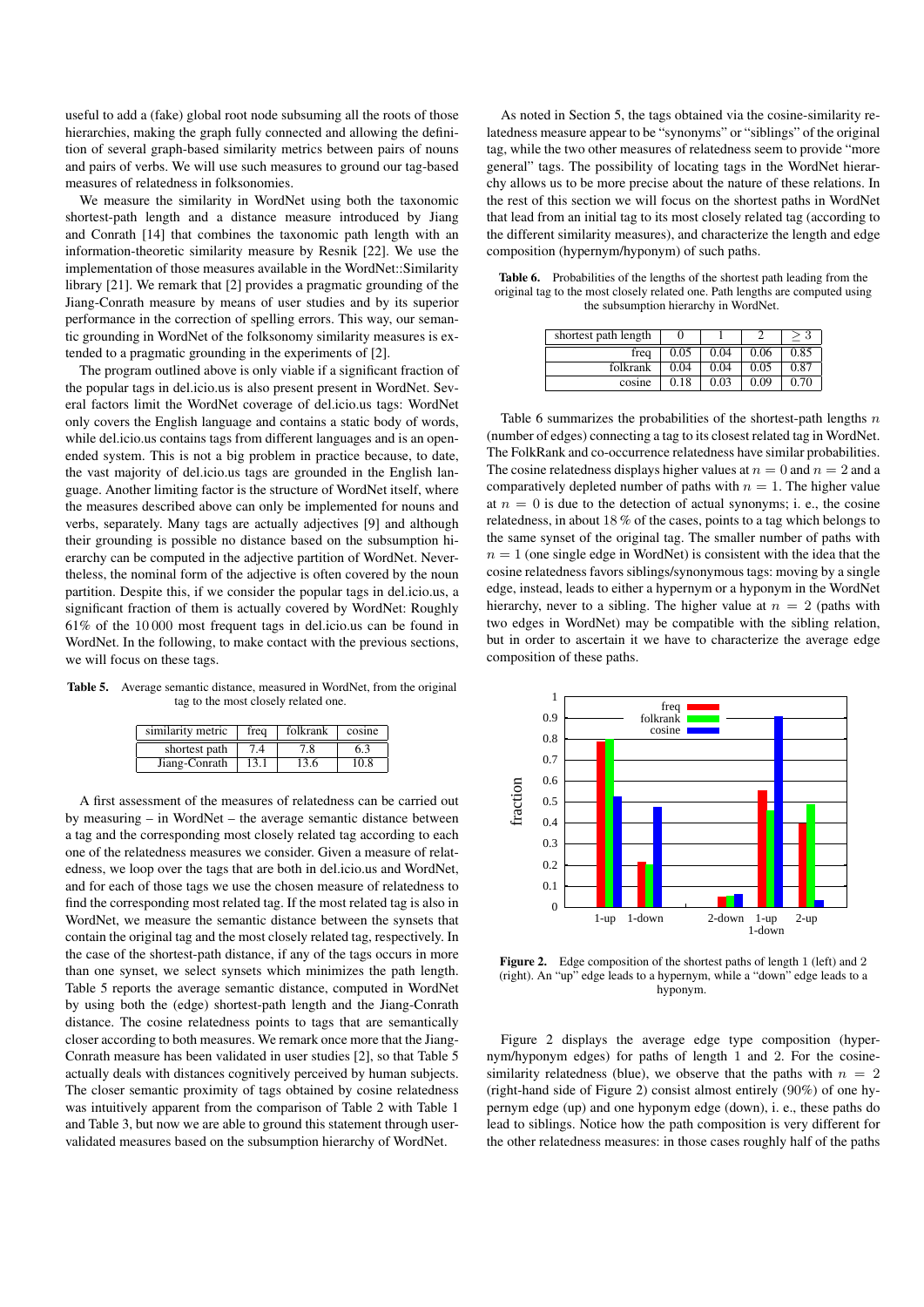useful to add a (fake) global root node subsuming all the roots of those hierarchies, making the graph fully connected and allowing the definition of several graph-based similarity metrics between pairs of nouns and pairs of verbs. We will use such measures to ground our tag-based measures of relatedness in folksonomies.

We measure the similarity in WordNet using both the taxonomic shortest-path length and a distance measure introduced by Jiang and Conrath [14] that combines the taxonomic path length with an information-theoretic similarity measure by Resnik [22]. We use the implementation of those measures available in the WordNet::Similarity library [21]. We remark that [2] provides a pragmatic grounding of the Jiang-Conrath measure by means of user studies and by its superior performance in the correction of spelling errors. This way, our semantic grounding in WordNet of the folksonomy similarity measures is extended to a pragmatic grounding in the experiments of [2].

The program outlined above is only viable if a significant fraction of the popular tags in del.icio.us is also present present in WordNet. Several factors limit the WordNet coverage of del.icio.us tags: WordNet only covers the English language and contains a static body of words, while del.icio.us contains tags from different languages and is an open-ended system. This is not a big problem in practice because, to date, the vast majority of del.icio.us tags are grounded in the English language. Another limiting factor is the structure of WordNet itself, where the measures described above can only be implemented for nouns and verbs, separately. Many tags are actually adjectives [9] and although their grounding is possible no distance based on the subsumption hierarchy can be computed in the adjective partition of WordNet. Nevertheless, the nominal form of the adjective is often covered by the noun partition. Despite this, if we consider the popular tags in del.icio.us, a significant fraction of them is actually covered by WordNet: Roughly 61% of the 10 000 most frequent tags in del.icio.us can be found in WordNet. In the following, to make contact with the previous sections, we will focus on these tags.

**Table 5.** Average semantic distance, measured in WordNet, from the original tag to the most closely related one.

| similarity metric | freq | folkrank | cosine |
|---|---|---|---|
| shortest path | 7.4 | 7.8 | 6.3 |
| Jiang-Conrath | 13.1 | 13.6 | 10.8 |

A first assessment of the measures of relatedness can be carried out by measuring – in WordNet – the average semantic distance between a tag and the corresponding most closely related tag according to each one of the relatedness measures we consider. Given a measure of relatedness, we loop over the tags that are both in del.icio.us and WordNet, and for each of those tags we use the chosen measure of relatedness to find the corresponding most related tag. If the most related tag is also in WordNet, we measure the semantic distance between the synsets that contain the original tag and the most closely related tag, respectively. In the case of the shortest-path distance, if any of the tags occurs in more than one synset, we select synsets which minimizes the path length. Table 5 reports the average semantic distance, computed in WordNet by using both the (edge) shortest-path length and the Jiang-Conrath distance. The cosine relatedness points to tags that are semantically closer according to both measures. We remark once more that the Jiang-Conrath measure has been validated in user studies [2], so that Table 5 actually deals with distances cognitively perceived by human subjects. The closer semantic proximity of tags obtained by cosine relatedness was intuitively apparent from the comparison of Table 2 with Table 1 and Table 3, but now we are able to ground this statement through user-validated measures based on the subsumption hierarchy of WordNet.

As noted in Section 5, the tags obtained via the cosine-similarity relatedness measure appear to be "synonyms" or "siblings" of the original tag, while the two other measures of relatedness seem to provide "more general" tags. The possibility of locating tags in the WordNet hierarchy allows us to be more precise about the nature of these relations. In the rest of this section we will focus on the shortest paths in WordNet that lead from an initial tag to its most closely related tag (according to the different similarity measures), and characterize the length and edge composition (hypernym/hyponym) of such paths.

**Table 6.** Probabilities of the lengths of the shortest path leading from the original tag to the most closely related one. Path lengths are computed using the subsumption hierarchy in WordNet.

| shortest path length | 0 | 1 | 2 | $\geq 3$ |
|---|---|---|---|---|
| freq | 0.05 | 0.04 | 0.06 | 0.85 |
| folkrank | 0.04 | 0.04 | 0.05 | 0.87 |
| cosine | 0.18 | 0.03 | 0.09 | 0.70 |

Table 6 summarizes the probabilities of the shortest-path lengths $n$ (number of edges) connecting a tag to its closest related tag in WordNet. The FolkRank and co-occurrence relatedness have similar probabilities. The cosine relatedness displays higher values at $n = 0$ and $n = 2$ and a comparatively depleted number of paths with $n = 1$. The higher value at $n = 0$ is due to the detection of actual synonyms; i. e., the cosine relatedness, in about 18 % of the cases, points to a tag which belongs to the same synset of the original tag. The smaller number of paths with $n = 1$ (one single edge in WordNet) is consistent with the idea that the cosine relatedness favors siblings/synonymous tags: moving by a single edge, instead, leads to either a hypernym or a hyponym in the WordNet hierarchy, never to a sibling. The higher value at $n = 2$ (paths with two edges in WordNet) may be compatible with the sibling relation, but in order to ascertain it we have to characterize the average edge composition of these paths.

**Figure 2.** Edge composition of the shortest paths of length 1 (left) and 2 (right). An "up" edge leads to a hypernym, while a "down" edge leads to a hyponym.

Figure 2 displays the average edge type composition (hypernym/hyponym edges) for paths of length 1 and 2. For the cosine-similarity relatedness (blue), we observe that the paths with $n = 2$ (right-hand side of Figure 2) consist almost entirely (90%) of one hypernym edge (up) and one hyponym edge (down), i. e., these paths do lead to siblings. Notice how the path composition is very different for the other relatedness measures: in those cases roughly half of the paths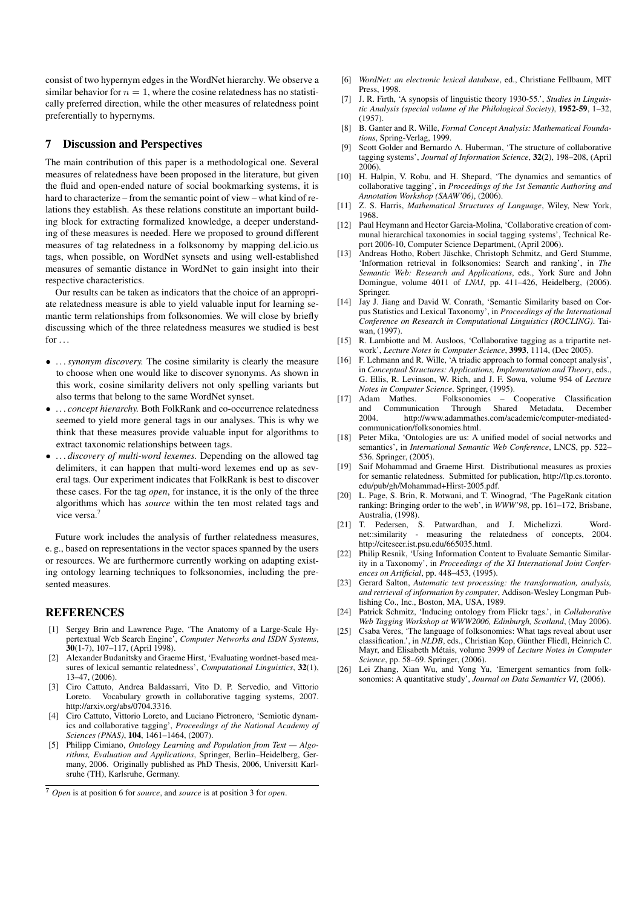consist of two hypernym edges in the WordNet hierarchy. We observe a similar behavior for $n = 1$, where the cosine relatedness has no statistically preferred direction, while the other measures of relatedness point preferentially to hypernyms.

## 7 Discussion and Perspectives

The main contribution of this paper is a methodological one. Several measures of relatedness have been proposed in the literature, but given the fluid and open-ended nature of social bookmarking systems, it is hard to characterize – from the semantic point of view – what kind of relations they establish. As these relations constitute an important building block for extracting formalized knowledge, a deeper understanding of these measures is needed. Here we proposed to ground different measures of tag relatedness in a folksonomy by mapping del.icio.us tags, when possible, on WordNet synsets and using well-established measures of semantic distance in WordNet to gain insight into their respective characteristics.

Our results can be taken as indicators that the choice of an appropriate relatedness measure is able to yield valuable input for learning semantic term relationships from folksonomies. We will close by briefly discussing which of the three relatedness measures we studied is best for …

- *… synonym discovery.* The cosine similarity is clearly the measure to choose when one would like to discover synonyms. As shown in this work, cosine similarity delivers not only spelling variants but also terms that belong to the same WordNet synset.
- *… concept hierarchy.* Both FolkRank and co-occurrence relatedness seemed to yield more general tags in our analyses. This is why we think that these measures provide valuable input for algorithms to extract taxonomic relationships between tags.
- *… discovery of multi-word lexemes.* Depending on the allowed tag delimiters, it can happen that multi-word lexemes end up as several tags. Our experiment indicates that FolkRank is best to discover these cases. For the tag *open*, for instance, it is the only of the three algorithms which has *source* within the ten most related tags and vice versa.[7]

Future work includes the analysis of further relatedness measures, e. g., based on representations in the vector spaces spanned by the users or resources. We are furthermore currently working on adapting existing ontology learning techniques to folksonomies, including the presented measures.

## REFERENCES

[1] Sergey Brin and Lawrence Page, 'The Anatomy of a Large-Scale Hypertextual Web Search Engine', *Computer Networks and ISDN Systems*, **30**(1-7), 107–117, (April 1998).

[2] Alexander Budanitsky and Graeme Hirst, 'Evaluating wordnet-based measures of lexical semantic relatedness', *Computational Linguistics*, **32**(1), 13–47, (2006).

[3] Ciro Cattuto, Andrea Baldassarri, Vito D. P. Servedio, and Vittorio Loreto. Vocabulary growth in collaborative tagging systems, 2007. http://arxiv.org/abs/0704.3316.

[4] Ciro Cattuto, Vittorio Loreto, and Luciano Pietronero, 'Semiotic dynamics and collaborative tagging', *Proceedings of the National Academy of Sciences (PNAS)*, **104**, 1461–1464, (2007).

[5] Philipp Cimiano, *Ontology Learning and Population from Text — Algorithms, Evaluation and Applications*, Springer, Berlin–Heidelberg, Germany, 2006. Originally published as PhD Thesis, 2006, Universitt Karlsruhe (TH), Karlsruhe, Germany.

[6] *WordNet: an electronic lexical database*, ed., Christiane Fellbaum, MIT Press, 1998.

[7] J. R. Firth, 'A synopsis of linguistic theory 1930-55.', *Studies in Linguistic Analysis (special volume of the Philological Society)*, **1952-59**, 1–32, (1957).

[8] B. Ganter and R. Wille, *Formal Concept Analysis: Mathematical Foundations*, Spring-Verlag, 1999.

[9] Scott Golder and Bernardo A. Huberman, 'The structure of collaborative tagging systems', *Journal of Information Science*, **32**(2), 198–208, (April 2006).

[10] H. Halpin, V. Robu, and H. Shepard, 'The dynamics and semantics of collaborative tagging', in *Proceedings of the 1st Semantic Authoring and Annotation Workshop (SAAW'06)*, (2006).

[11] Z. S. Harris, *Mathematical Structures of Language*, Wiley, New York, 1968.

[12] Paul Heymann and Hector Garcia-Molina, 'Collaborative creation of communal hierarchical taxonomies in social tagging systems', Technical Report 2006-10, Computer Science Department, (April 2006).

[13] Andreas Hotho, Robert Jäschke, Christoph Schmitz, and Gerd Stumme, 'Information retrieval in folksonomies: Search and ranking', in *The Semantic Web: Research and Applications*, eds., York Sure and John Domingue, volume 4011 of *LNAI*, pp. 411–426, Heidelberg, (2006). Springer.

[14] Jay J. Jiang and David W. Conrath, 'Semantic Similarity based on Corpus Statistics and Lexical Taxonomy', in *Proceedings of the International Conference on Research in Computational Linguistics (ROCLING)*. Taiwan, (1997).

[15] R. Lambiotte and M. Ausloos, 'Collaborative tagging as a tripartite network', *Lecture Notes in Computer Science*, **3993**, 1114, (Dec 2005).

[16] F. Lehmann and R. Wille, 'A triadic approach to formal concept analysis', in *Conceptual Structures: Applications, Implementation and Theory*, eds., G. Ellis, R. Levinson, W. Rich, and J. F. Sowa, volume 954 of *Lecture Notes in Computer Science*. Springer, (1995).

[17] Adam Mathes. Folksonomies – Cooperative Classification and Communication Through Shared Metadata, December 2004. http://www.adammathes.com/academic/computer-mediated-communication/folksonomies.html.

[18] Peter Mika, 'Ontologies are us: A unified model of social networks and semantics', in *International Semantic Web Conference*, LNCS, pp. 522–536. Springer, (2005).

[19] Saif Mohammad and Graeme Hirst. Distributional measures as proxies for semantic relatedness. Submitted for publication, http://ftp.cs.toronto.edu/pub/gh/Mohammad+Hirst-2005.pdf.

[20] L. Page, S. Brin, R. Motwani, and T. Winograd, 'The PageRank citation ranking: Bringing order to the web', in *WWW'98*, pp. 161–172, Brisbane, Australia, (1998).

[21] T. Pedersen, S. Patwardhan, and J. Michelizzi. Wordnet::similarity - measuring the relatedness of concepts, 2004. http://citeseer.ist.psu.edu/665035.html.

[22] Philip Resnik, 'Using Information Content to Evaluate Semantic Similarity in a Taxonomy', in *Proceedings of the XI International Joint Conferences on Artificial*, pp. 448–453, (1995).

[23] Gerard Salton, *Automatic text processing: the transformation, analysis, and retrieval of information by computer*, Addison-Wesley Longman Publishing Co., Inc., Boston, MA, USA, 1989.

[24] Patrick Schmitz, 'Inducing ontology from Flickr tags.', in *Collaborative Web Tagging Workshop at WWW2006, Edinburgh, Scotland*, (May 2006).

[25] Csaba Veres, 'The language of folksonomies: What tags reveal about user classification.', in *NLDB*, eds., Christian Kop, Günther Fliedl, Heinrich C. Mayr, and Elisabeth Métais, volume 3999 of *Lecture Notes in Computer Science*, pp. 58–69. Springer, (2006).

[26] Lei Zhang, Xian Wu, and Yong Yu, 'Emergent semantics from folksonomies: A quantitative study', *Journal on Data Semantics VI*, (2006).

---

[7] *Open* is at position 6 for *source*, and *source* is at position 3 for *open*.